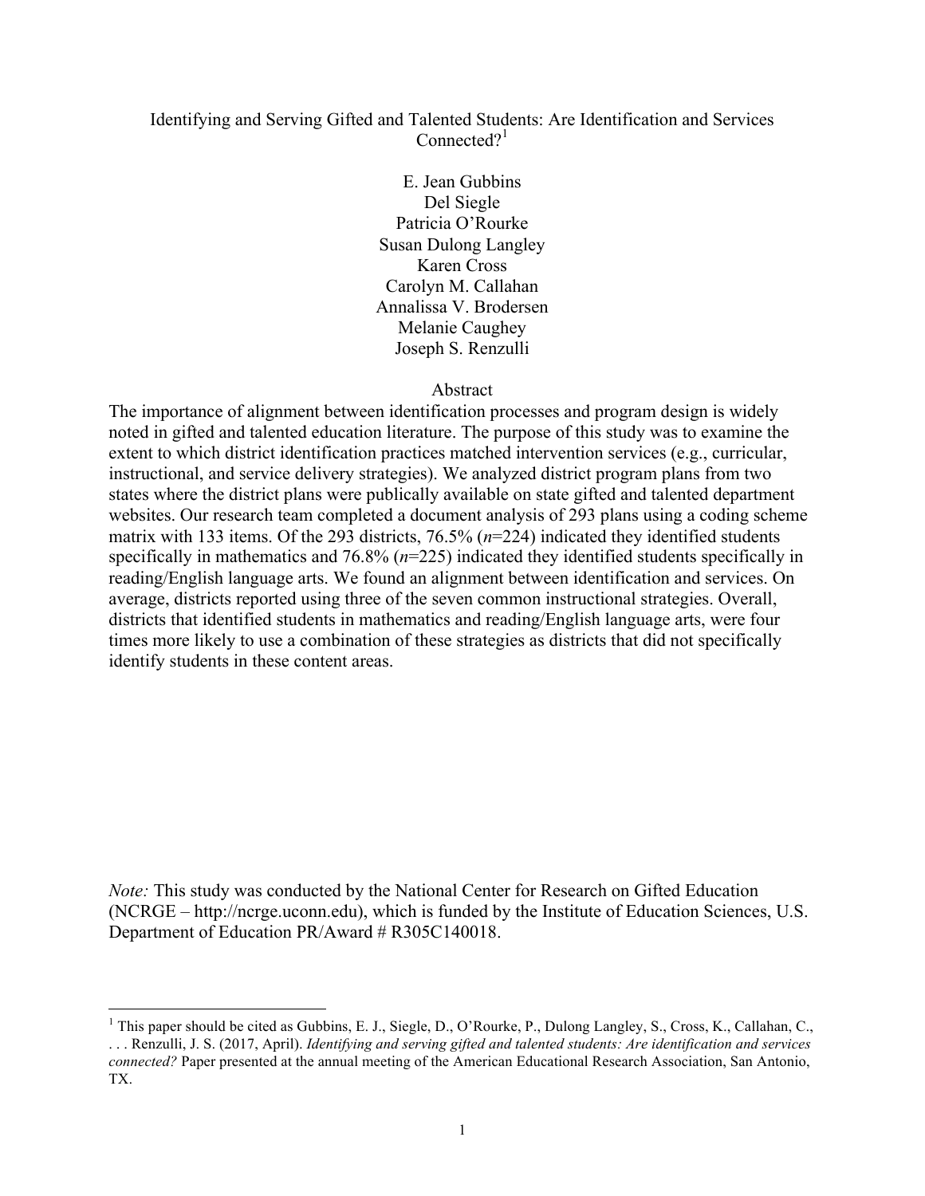# Identifying and Serving Gifted and Talented Students: Are Identification and Services Connected?[1]

E. Jean Gubbins
Del Siegle
Patricia O'Rourke
Susan Dulong Langley
Karen Cross
Carolyn M. Callahan
Annalissa V. Brodersen
Melanie Caughey
Joseph S. Renzulli

## Abstract

The importance of alignment between identification processes and program design is widely noted in gifted and talented education literature. The purpose of this study was to examine the extent to which district identification practices matched intervention services (e.g., curricular, instructional, and service delivery strategies). We analyzed district program plans from two states where the district plans were publically available on state gifted and talented department websites. Our research team completed a document analysis of 293 plans using a coding scheme matrix with 133 items. Of the 293 districts, 76.5% (*n*=224) indicated they identified students specifically in mathematics and 76.8% (*n*=225) indicated they identified students specifically in reading/English language arts. We found an alignment between identification and services. On average, districts reported using three of the seven common instructional strategies. Overall, districts that identified students in mathematics and reading/English language arts, were four times more likely to use a combination of these strategies as districts that did not specifically identify students in these content areas.

*Note:* This study was conducted by the National Center for Research on Gifted Education (NCRGE – http://ncrge.uconn.edu), which is funded by the Institute of Education Sciences, U.S. Department of Education PR/Award # R305C140018.

---

[1] This paper should be cited as Gubbins, E. J., Siegle, D., O'Rourke, P., Dulong Langley, S., Cross, K., Callahan, C., . . . Renzulli, J. S. (2017, April). *Identifying and serving gifted and talented students: Are identification and services connected?* Paper presented at the annual meeting of the American Educational Research Association, San Antonio, TX.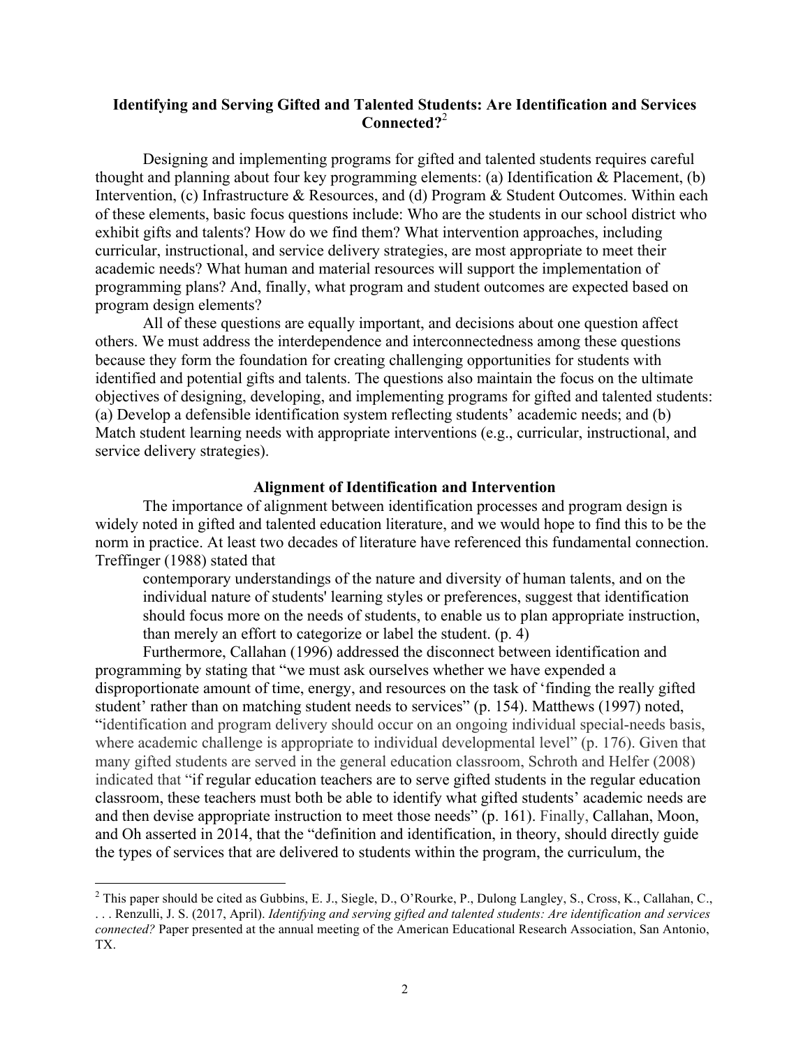### Identifying and Serving Gifted and Talented Students: Are Identification and Services Connected?[2]

Designing and implementing programs for gifted and talented students requires careful thought and planning about four key programming elements: (a) Identification & Placement, (b) Intervention, (c) Infrastructure & Resources, and (d) Program & Student Outcomes. Within each of these elements, basic focus questions include: Who are the students in our school district who exhibit gifts and talents? How do we find them? What intervention approaches, including curricular, instructional, and service delivery strategies, are most appropriate to meet their academic needs? What human and material resources will support the implementation of programming plans? And, finally, what program and student outcomes are expected based on program design elements?

All of these questions are equally important, and decisions about one question affect others. We must address the interdependence and interconnectedness among these questions because they form the foundation for creating challenging opportunities for students with identified and potential gifts and talents. The questions also maintain the focus on the ultimate objectives of designing, developing, and implementing programs for gifted and talented students: (a) Develop a defensible identification system reflecting students' academic needs; and (b) Match student learning needs with appropriate interventions (e.g., curricular, instructional, and service delivery strategies).

#### Alignment of Identification and Intervention

The importance of alignment between identification processes and program design is widely noted in gifted and talented education literature, and we would hope to find this to be the norm in practice. At least two decades of literature have referenced this fundamental connection. Treffinger (1988) stated that

> contemporary understandings of the nature and diversity of human talents, and on the individual nature of students' learning styles or preferences, suggest that identification should focus more on the needs of students, to enable us to plan appropriate instruction, than merely an effort to categorize or label the student. (p. 4)

Furthermore, Callahan (1996) addressed the disconnect between identification and programming by stating that "we must ask ourselves whether we have expended a disproportionate amount of time, energy, and resources on the task of 'finding the really gifted student' rather than on matching student needs to services" (p. 154). Matthews (1997) noted, "identification and program delivery should occur on an ongoing individual special-needs basis, where academic challenge is appropriate to individual developmental level" (p. 176). Given that many gifted students are served in the general education classroom, Schroth and Helfer (2008) indicated that "if regular education teachers are to serve gifted students in the regular education classroom, these teachers must both be able to identify what gifted students' academic needs are and then devise appropriate instruction to meet those needs" (p. 161). Finally, Callahan, Moon, and Oh asserted in 2014, that the "definition and identification, in theory, should directly guide the types of services that are delivered to students within the program, the curriculum, the

---

[2] This paper should be cited as Gubbins, E. J., Siegle, D., O'Rourke, P., Dulong Langley, S., Cross, K., Callahan, C., . . . Renzulli, J. S. (2017, April). *Identifying and serving gifted and talented students: Are identification and services connected?* Paper presented at the annual meeting of the American Educational Research Association, San Antonio, TX.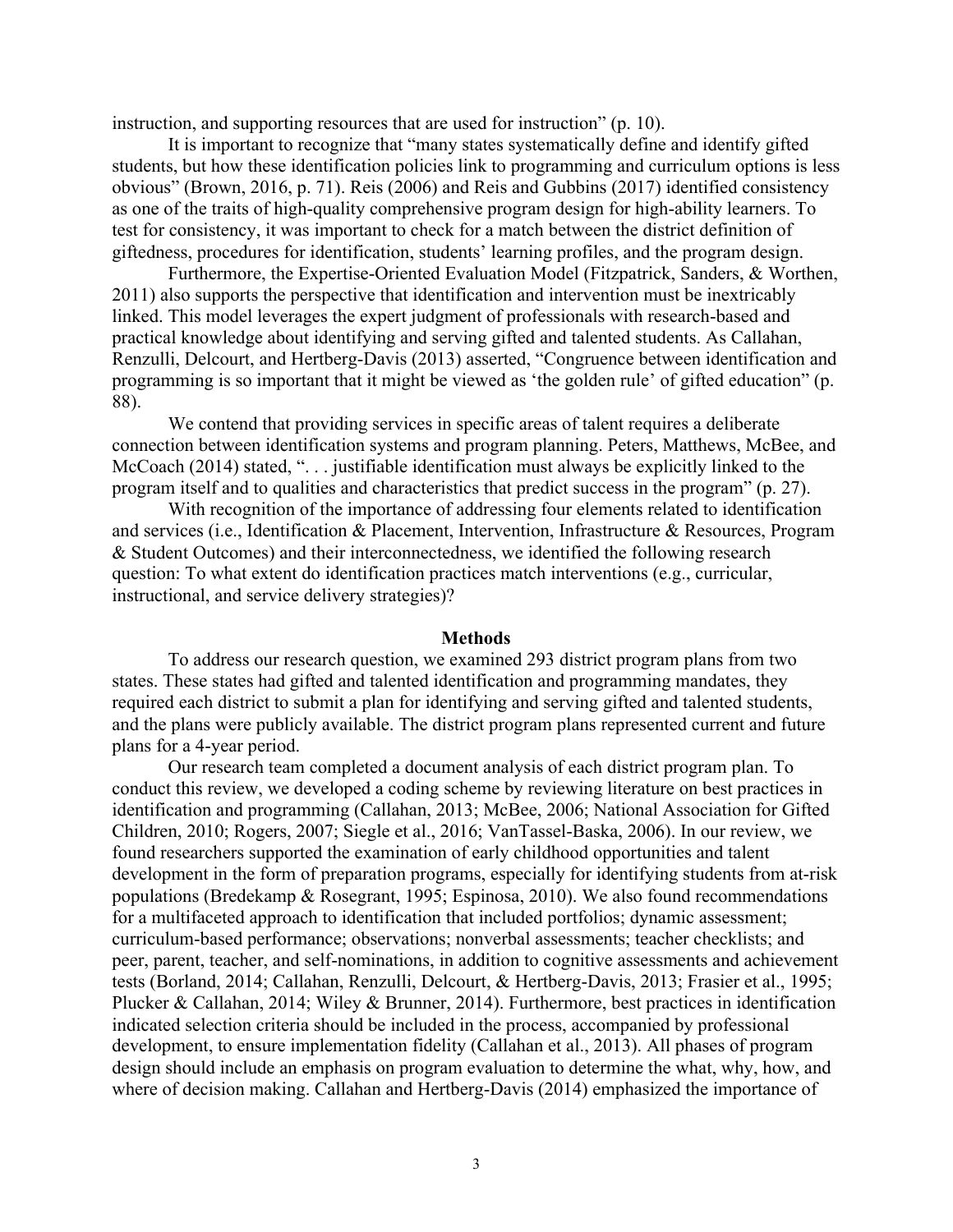instruction, and supporting resources that are used for instruction" (p. 10).

It is important to recognize that "many states systematically define and identify gifted students, but how these identification policies link to programming and curriculum options is less obvious" (Brown, 2016, p. 71). Reis (2006) and Reis and Gubbins (2017) identified consistency as one of the traits of high-quality comprehensive program design for high-ability learners. To test for consistency, it was important to check for a match between the district definition of giftedness, procedures for identification, students' learning profiles, and the program design.

Furthermore, the Expertise-Oriented Evaluation Model (Fitzpatrick, Sanders, & Worthen, 2011) also supports the perspective that identification and intervention must be inextricably linked. This model leverages the expert judgment of professionals with research-based and practical knowledge about identifying and serving gifted and talented students. As Callahan, Renzulli, Delcourt, and Hertberg-Davis (2013) asserted, "Congruence between identification and programming is so important that it might be viewed as 'the golden rule' of gifted education" (p. 88).

We contend that providing services in specific areas of talent requires a deliberate connection between identification systems and program planning. Peters, Matthews, McBee, and McCoach (2014) stated, ". . . justifiable identification must always be explicitly linked to the program itself and to qualities and characteristics that predict success in the program" (p. 27).

With recognition of the importance of addressing four elements related to identification and services (i.e., Identification & Placement, Intervention, Infrastructure & Resources, Program & Student Outcomes) and their interconnectedness, we identified the following research question: To what extent do identification practices match interventions (e.g., curricular, instructional, and service delivery strategies)?

## Methods

To address our research question, we examined 293 district program plans from two states. These states had gifted and talented identification and programming mandates, they required each district to submit a plan for identifying and serving gifted and talented students, and the plans were publicly available. The district program plans represented current and future plans for a 4-year period.

Our research team completed a document analysis of each district program plan. To conduct this review, we developed a coding scheme by reviewing literature on best practices in identification and programming (Callahan, 2013; McBee, 2006; National Association for Gifted Children, 2010; Rogers, 2007; Siegle et al., 2016; VanTassel-Baska, 2006). In our review, we found researchers supported the examination of early childhood opportunities and talent development in the form of preparation programs, especially for identifying students from at-risk populations (Bredekamp & Rosegrant, 1995; Espinosa, 2010). We also found recommendations for a multifaceted approach to identification that included portfolios; dynamic assessment; curriculum-based performance; observations; nonverbal assessments; teacher checklists; and peer, parent, teacher, and self-nominations, in addition to cognitive assessments and achievement tests (Borland, 2014; Callahan, Renzulli, Delcourt, & Hertberg-Davis, 2013; Frasier et al., 1995; Plucker & Callahan, 2014; Wiley & Brunner, 2014). Furthermore, best practices in identification indicated selection criteria should be included in the process, accompanied by professional development, to ensure implementation fidelity (Callahan et al., 2013). All phases of program design should include an emphasis on program evaluation to determine the what, why, how, and where of decision making. Callahan and Hertberg-Davis (2014) emphasized the importance of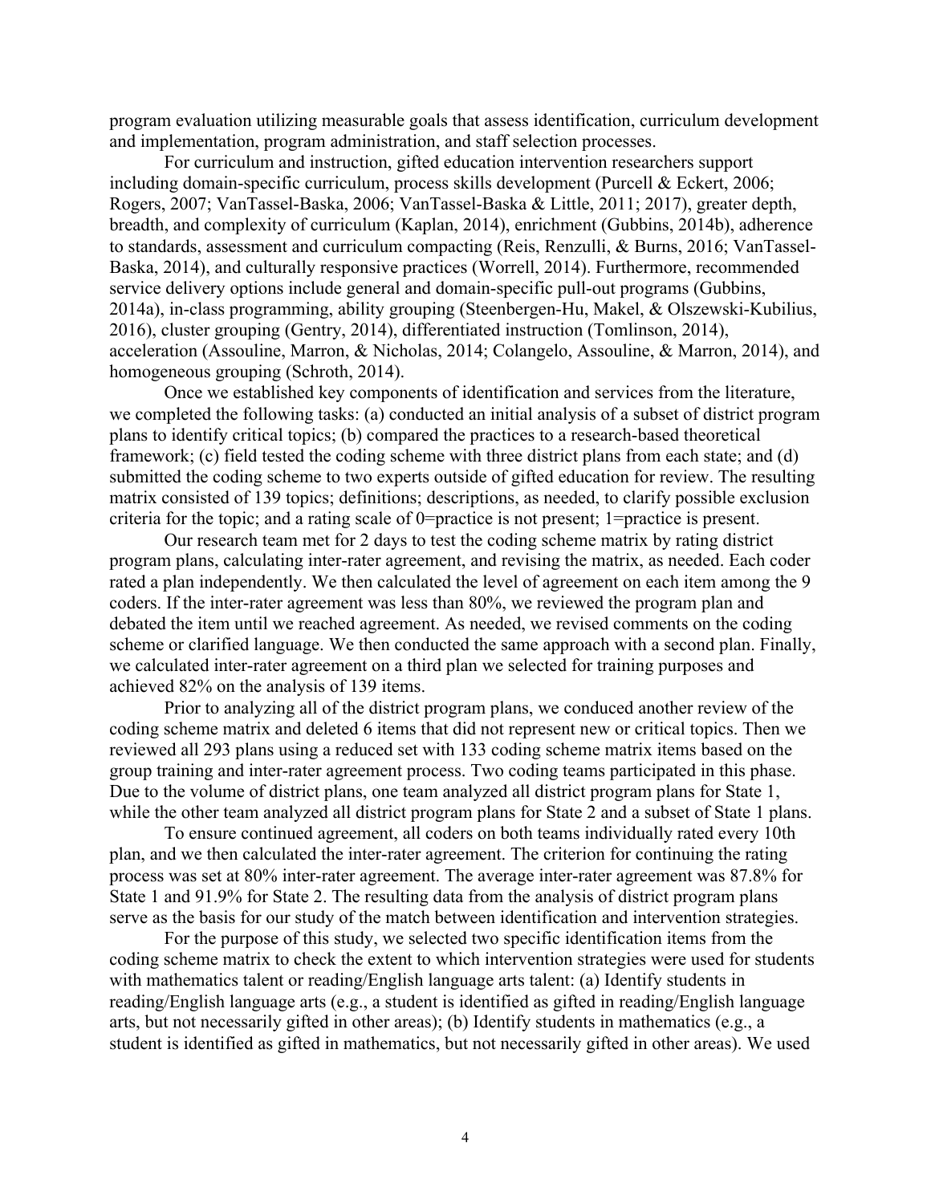program evaluation utilizing measurable goals that assess identification, curriculum development and implementation, program administration, and staff selection processes.

For curriculum and instruction, gifted education intervention researchers support including domain-specific curriculum, process skills development (Purcell & Eckert, 2006; Rogers, 2007; VanTassel-Baska, 2006; VanTassel-Baska & Little, 2011; 2017), greater depth, breadth, and complexity of curriculum (Kaplan, 2014), enrichment (Gubbins, 2014b), adherence to standards, assessment and curriculum compacting (Reis, Renzulli, & Burns, 2016; VanTassel-Baska, 2014), and culturally responsive practices (Worrell, 2014). Furthermore, recommended service delivery options include general and domain-specific pull-out programs (Gubbins, 2014a), in-class programming, ability grouping (Steenbergen-Hu, Makel, & Olszewski-Kubilius, 2016), cluster grouping (Gentry, 2014), differentiated instruction (Tomlinson, 2014), acceleration (Assouline, Marron, & Nicholas, 2014; Colangelo, Assouline, & Marron, 2014), and homogeneous grouping (Schroth, 2014).

Once we established key components of identification and services from the literature, we completed the following tasks: (a) conducted an initial analysis of a subset of district program plans to identify critical topics; (b) compared the practices to a research-based theoretical framework; (c) field tested the coding scheme with three district plans from each state; and (d) submitted the coding scheme to two experts outside of gifted education for review. The resulting matrix consisted of 139 topics; definitions; descriptions, as needed, to clarify possible exclusion criteria for the topic; and a rating scale of 0=practice is not present; 1=practice is present.

Our research team met for 2 days to test the coding scheme matrix by rating district program plans, calculating inter-rater agreement, and revising the matrix, as needed. Each coder rated a plan independently. We then calculated the level of agreement on each item among the 9 coders. If the inter-rater agreement was less than 80%, we reviewed the program plan and debated the item until we reached agreement. As needed, we revised comments on the coding scheme or clarified language. We then conducted the same approach with a second plan. Finally, we calculated inter-rater agreement on a third plan we selected for training purposes and achieved 82% on the analysis of 139 items.

Prior to analyzing all of the district program plans, we conduced another review of the coding scheme matrix and deleted 6 items that did not represent new or critical topics. Then we reviewed all 293 plans using a reduced set with 133 coding scheme matrix items based on the group training and inter-rater agreement process. Two coding teams participated in this phase. Due to the volume of district plans, one team analyzed all district program plans for State 1, while the other team analyzed all district program plans for State 2 and a subset of State 1 plans.

To ensure continued agreement, all coders on both teams individually rated every 10th plan, and we then calculated the inter-rater agreement. The criterion for continuing the rating process was set at 80% inter-rater agreement. The average inter-rater agreement was 87.8% for State 1 and 91.9% for State 2. The resulting data from the analysis of district program plans serve as the basis for our study of the match between identification and intervention strategies.

For the purpose of this study, we selected two specific identification items from the coding scheme matrix to check the extent to which intervention strategies were used for students with mathematics talent or reading/English language arts talent: (a) Identify students in reading/English language arts (e.g., a student is identified as gifted in reading/English language arts, but not necessarily gifted in other areas); (b) Identify students in mathematics (e.g., a student is identified as gifted in mathematics, but not necessarily gifted in other areas). We used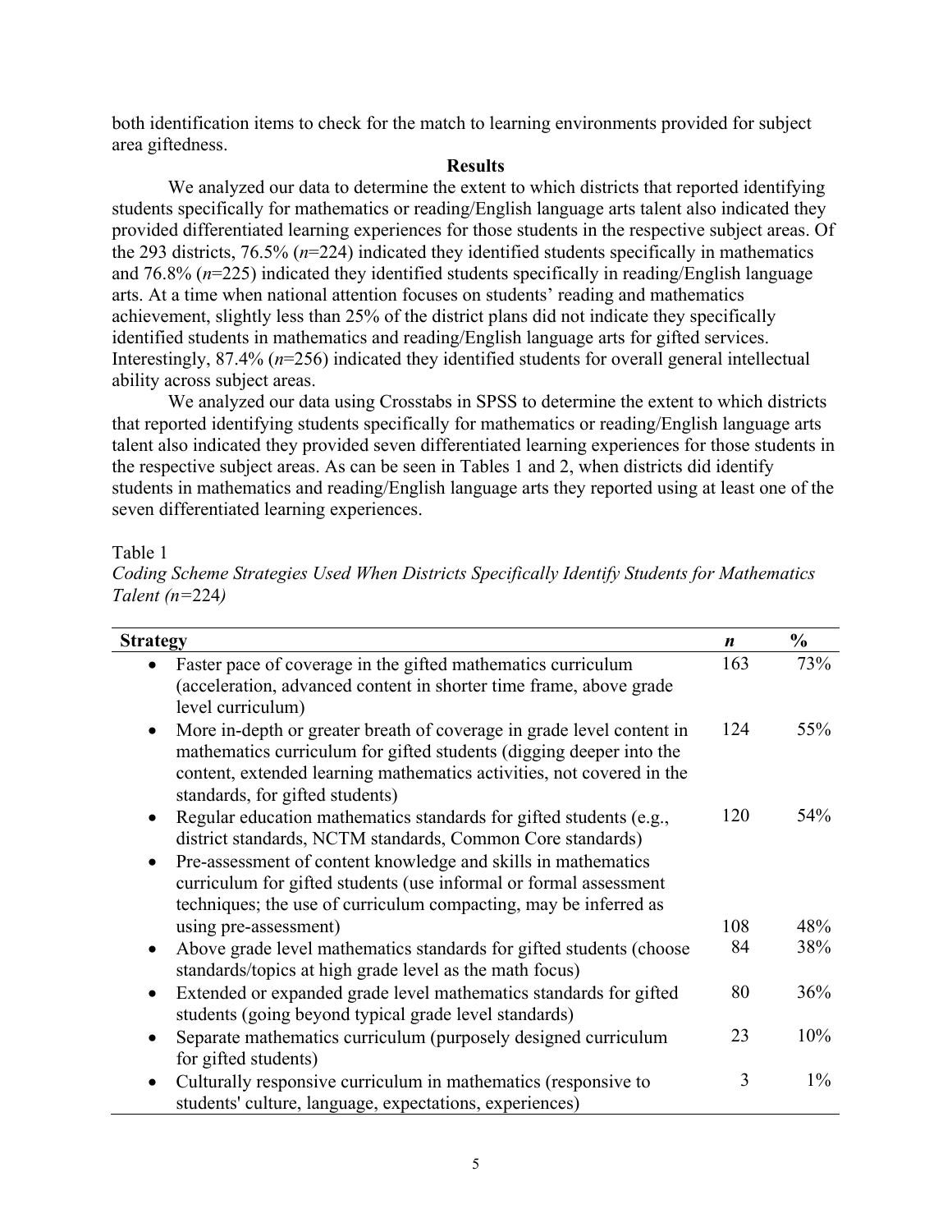both identification items to check for the match to learning environments provided for subject area giftedness.

## Results

We analyzed our data to determine the extent to which districts that reported identifying students specifically for mathematics or reading/English language arts talent also indicated they provided differentiated learning experiences for those students in the respective subject areas. Of the 293 districts, 76.5% (*n*=224) indicated they identified students specifically in mathematics and 76.8% (*n*=225) indicated they identified students specifically in reading/English language arts. At a time when national attention focuses on students' reading and mathematics achievement, slightly less than 25% of the district plans did not indicate they specifically identified students in mathematics and reading/English language arts for gifted services. Interestingly, 87.4% (*n*=256) indicated they identified students for overall general intellectual ability across subject areas.

We analyzed our data using Crosstabs in SPSS to determine the extent to which districts that reported identifying students specifically for mathematics or reading/English language arts talent also indicated they provided seven differentiated learning experiences for those students in the respective subject areas. As can be seen in Tables 1 and 2, when districts did identify students in mathematics and reading/English language arts they reported using at least one of the seven differentiated learning experiences.

Table 1
*Coding Scheme Strategies Used When Districts Specifically Identify Students for Mathematics Talent (n=224)*

| **Strategy** | ***n*** | **%** |
|---|---|---|
| • Faster pace of coverage in the gifted mathematics curriculum (acceleration, advanced content in shorter time frame, above grade level curriculum) | 163 | 73% |
| • More in-depth or greater breath of coverage in grade level content in mathematics curriculum for gifted students (digging deeper into the content, extended learning mathematics activities, not covered in the standards, for gifted students) | 124 | 55% |
| • Regular education mathematics standards for gifted students (e.g., district standards, NCTM standards, Common Core standards) | 120 | 54% |
| • Pre-assessment of content knowledge and skills in mathematics curriculum for gifted students (use informal or formal assessment techniques; the use of curriculum compacting, may be inferred as using pre-assessment) | 108 | 48% |
| • Above grade level mathematics standards for gifted students (choose standards/topics at high grade level as the math focus) | 84 | 38% |
| • Extended or expanded grade level mathematics standards for gifted students (going beyond typical grade level standards) | 80 | 36% |
| • Separate mathematics curriculum (purposely designed curriculum for gifted students) | 23 | 10% |
| • Culturally responsive curriculum in mathematics (responsive to students' culture, language, expectations, experiences) | 3 | 1% |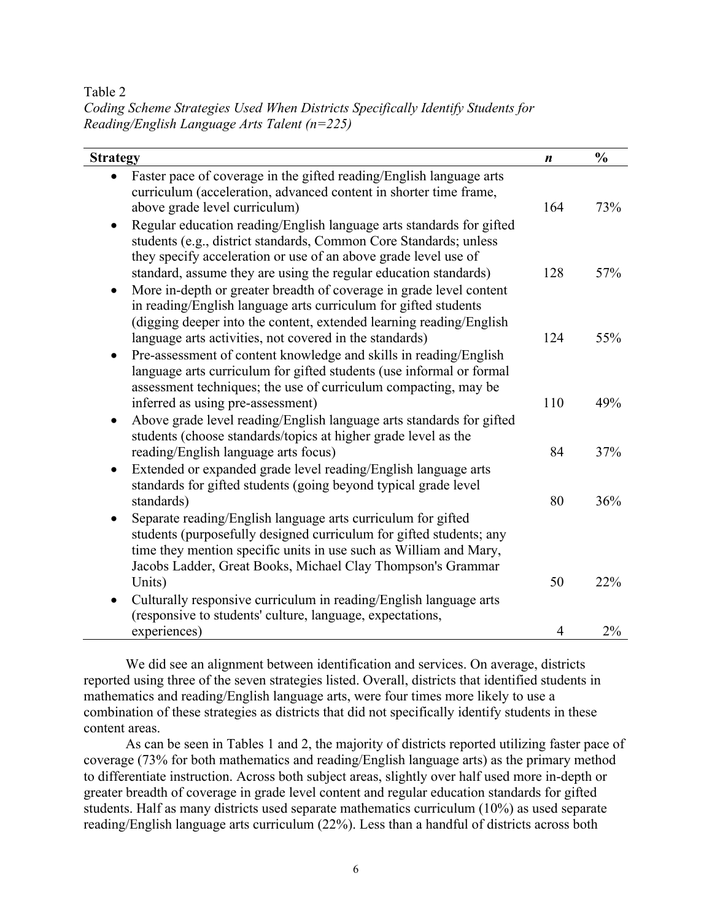Table 2
*Coding Scheme Strategies Used When Districts Specifically Identify Students for Reading/English Language Arts Talent (n=225)*

| **Strategy** | ***n*** | **%** |
|---|---|---|
| • Faster pace of coverage in the gifted reading/English language arts curriculum (acceleration, advanced content in shorter time frame, above grade level curriculum) | 164 | 73% |
| • Regular education reading/English language arts standards for gifted students (e.g., district standards, Common Core Standards; unless they specify acceleration or use of an above grade level use of standard, assume they are using the regular education standards) | 128 | 57% |
| • More in-depth or greater breadth of coverage in grade level content in reading/English language arts curriculum for gifted students (digging deeper into the content, extended learning reading/English language arts activities, not covered in the standards) | 124 | 55% |
| • Pre-assessment of content knowledge and skills in reading/English language arts curriculum for gifted students (use informal or formal assessment techniques; the use of curriculum compacting, may be inferred as using pre-assessment) | 110 | 49% |
| • Above grade level reading/English language arts standards for gifted students (choose standards/topics at higher grade level as the reading/English language arts focus) | 84 | 37% |
| • Extended or expanded grade level reading/English language arts standards for gifted students (going beyond typical grade level standards) | 80 | 36% |
| • Separate reading/English language arts curriculum for gifted students (purposefully designed curriculum for gifted students; any time they mention specific units in use such as William and Mary, Jacobs Ladder, Great Books, Michael Clay Thompson's Grammar Units) | 50 | 22% |
| • Culturally responsive curriculum in reading/English language arts (responsive to students' culture, language, expectations, experiences) | 4 | 2% |

We did see an alignment between identification and services. On average, districts reported using three of the seven strategies listed. Overall, districts that identified students in mathematics and reading/English language arts, were four times more likely to use a combination of these strategies as districts that did not specifically identify students in these content areas.

As can be seen in Tables 1 and 2, the majority of districts reported utilizing faster pace of coverage (73% for both mathematics and reading/English language arts) as the primary method to differentiate instruction. Across both subject areas, slightly over half used more in-depth or greater breadth of coverage in grade level content and regular education standards for gifted students. Half as many districts used separate mathematics curriculum (10%) as used separate reading/English language arts curriculum (22%). Less than a handful of districts across both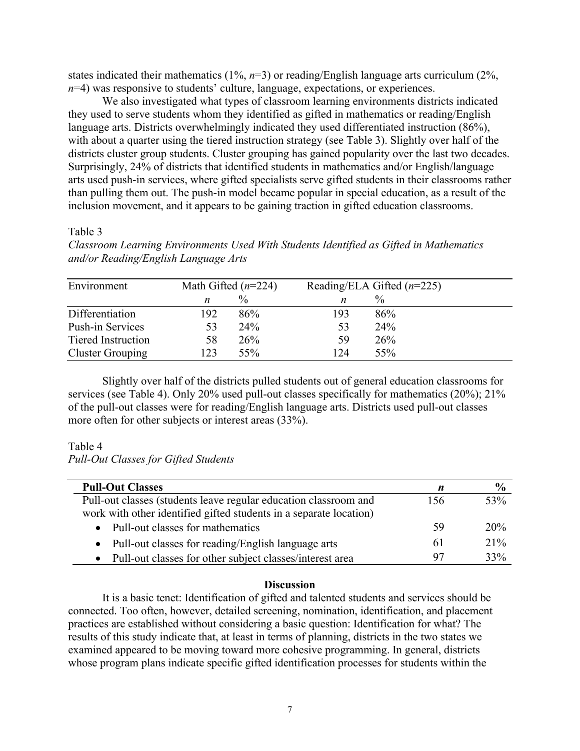states indicated their mathematics (1%, *n*=3) or reading/English language arts curriculum (2%, *n*=4) was responsive to students' culture, language, expectations, or experiences.

We also investigated what types of classroom learning environments districts indicated they used to serve students whom they identified as gifted in mathematics or reading/English language arts. Districts overwhelmingly indicated they used differentiated instruction (86%), with about a quarter using the tiered instruction strategy (see Table 3). Slightly over half of the districts cluster group students. Cluster grouping has gained popularity over the last two decades. Surprisingly, 24% of districts that identified students in mathematics and/or English/language arts used push-in services, where gifted specialists serve gifted students in their classrooms rather than pulling them out. The push-in model became popular in special education, as a result of the inclusion movement, and it appears to be gaining traction in gifted education classrooms.

Table 3
*Classroom Learning Environments Used With Students Identified as Gifted in Mathematics and/or Reading/English Language Arts*

| Environment | Math Gifted (*n*=224) | | Reading/ELA Gifted (*n*=225) | |
|---|---|---|---|---|
| | *n* | % | *n* | % |
| Differentiation | 192 | 86% | 193 | 86% |
| Push-in Services | 53 | 24% | 53 | 24% |
| Tiered Instruction | 58 | 26% | 59 | 26% |
| Cluster Grouping | 123 | 55% | 124 | 55% |

Slightly over half of the districts pulled students out of general education classrooms for services (see Table 4). Only 20% used pull-out classes specifically for mathematics (20%); 21% of the pull-out classes were for reading/English language arts. Districts used pull-out classes more often for other subjects or interest areas (33%).

Table 4
*Pull-Out Classes for Gifted Students*

| **Pull-Out Classes** | ***n*** | **%** |
|---|---|---|
| Pull-out classes (students leave regular education classroom and work with other identified gifted students in a separate location) | 156 | 53% |
| • Pull-out classes for mathematics | 59 | 20% |
| • Pull-out classes for reading/English language arts | 61 | 21% |
| • Pull-out classes for other subject classes/interest area | 97 | 33% |

## Discussion

It is a basic tenet: Identification of gifted and talented students and services should be connected. Too often, however, detailed screening, nomination, identification, and placement practices are established without considering a basic question: Identification for what? The results of this study indicate that, at least in terms of planning, districts in the two states we examined appeared to be moving toward more cohesive programming. In general, districts whose program plans indicate specific gifted identification processes for students within the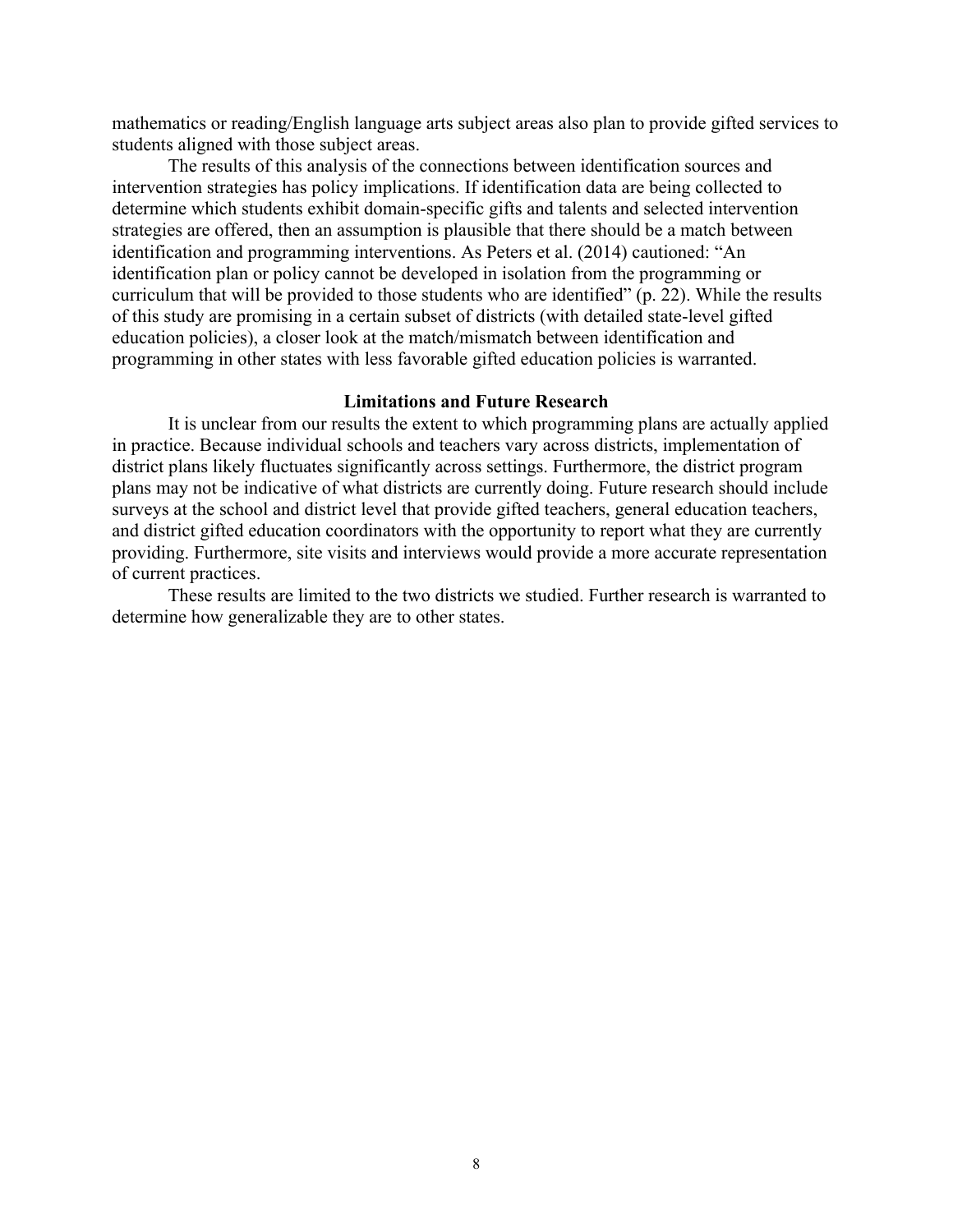mathematics or reading/English language arts subject areas also plan to provide gifted services to students aligned with those subject areas.

The results of this analysis of the connections between identification sources and intervention strategies has policy implications. If identification data are being collected to determine which students exhibit domain-specific gifts and talents and selected intervention strategies are offered, then an assumption is plausible that there should be a match between identification and programming interventions. As Peters et al. (2014) cautioned: "An identification plan or policy cannot be developed in isolation from the programming or curriculum that will be provided to those students who are identified" (p. 22). While the results of this study are promising in a certain subset of districts (with detailed state-level gifted education policies), a closer look at the match/mismatch between identification and programming in other states with less favorable gifted education policies is warranted.

## Limitations and Future Research

It is unclear from our results the extent to which programming plans are actually applied in practice. Because individual schools and teachers vary across districts, implementation of district plans likely fluctuates significantly across settings. Furthermore, the district program plans may not be indicative of what districts are currently doing. Future research should include surveys at the school and district level that provide gifted teachers, general education teachers, and district gifted education coordinators with the opportunity to report what they are currently providing. Furthermore, site visits and interviews would provide a more accurate representation of current practices.

These results are limited to the two districts we studied. Further research is warranted to determine how generalizable they are to other states.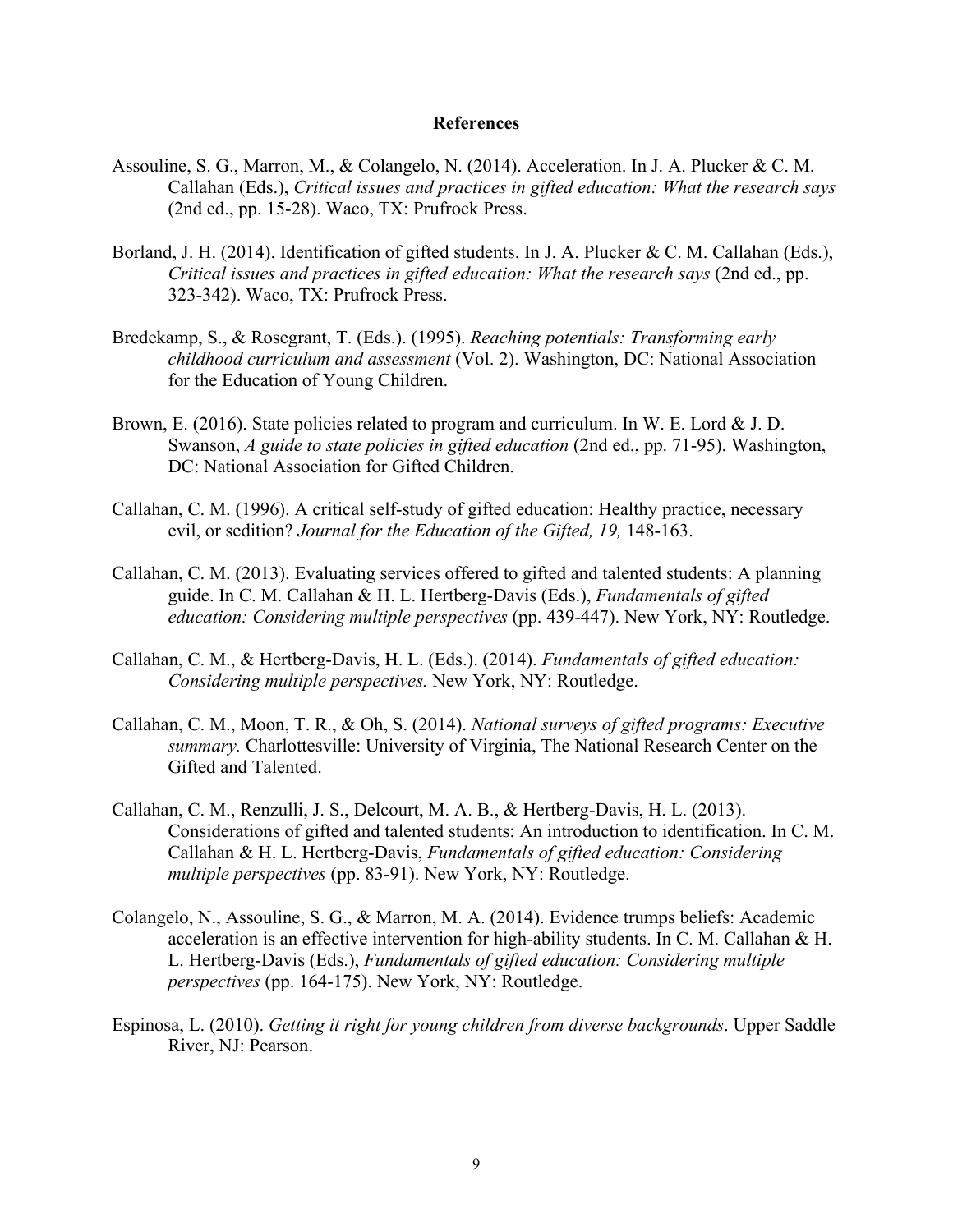## References

Assouline, S. G., Marron, M., & Colangelo, N. (2014). Acceleration. In J. A. Plucker & C. M. Callahan (Eds.), *Critical issues and practices in gifted education: What the research says* (2nd ed., pp. 15-28). Waco, TX: Prufrock Press.

Borland, J. H. (2014). Identification of gifted students. In J. A. Plucker & C. M. Callahan (Eds.), *Critical issues and practices in gifted education: What the research says* (2nd ed., pp. 323-342). Waco, TX: Prufrock Press.

Bredekamp, S., & Rosegrant, T. (Eds.). (1995). *Reaching potentials: Transforming early childhood curriculum and assessment* (Vol. 2). Washington, DC: National Association for the Education of Young Children.

Brown, E. (2016). State policies related to program and curriculum. In W. E. Lord & J. D. Swanson, *A guide to state policies in gifted education* (2nd ed., pp. 71-95). Washington, DC: National Association for Gifted Children.

Callahan, C. M. (1996). A critical self-study of gifted education: Healthy practice, necessary evil, or sedition? *Journal for the Education of the Gifted, 19,* 148-163.

Callahan, C. M. (2013). Evaluating services offered to gifted and talented students: A planning guide. In C. M. Callahan & H. L. Hertberg-Davis (Eds.), *Fundamentals of gifted education: Considering multiple perspectives* (pp. 439-447). New York, NY: Routledge.

Callahan, C. M., & Hertberg-Davis, H. L. (Eds.). (2014). *Fundamentals of gifted education: Considering multiple perspectives.* New York, NY: Routledge.

Callahan, C. M., Moon, T. R., & Oh, S. (2014). *National surveys of gifted programs: Executive summary.* Charlottesville: University of Virginia, The National Research Center on the Gifted and Talented.

Callahan, C. M., Renzulli, J. S., Delcourt, M. A. B., & Hertberg-Davis, H. L. (2013). Considerations of gifted and talented students: An introduction to identification. In C. M. Callahan & H. L. Hertberg-Davis, *Fundamentals of gifted education: Considering multiple perspectives* (pp. 83-91). New York, NY: Routledge.

Colangelo, N., Assouline, S. G., & Marron, M. A. (2014). Evidence trumps beliefs: Academic acceleration is an effective intervention for high-ability students. In C. M. Callahan & H. L. Hertberg-Davis (Eds.), *Fundamentals of gifted education: Considering multiple perspectives* (pp. 164-175). New York, NY: Routledge.

Espinosa, L. (2010). *Getting it right for young children from diverse backgrounds*. Upper Saddle River, NJ: Pearson.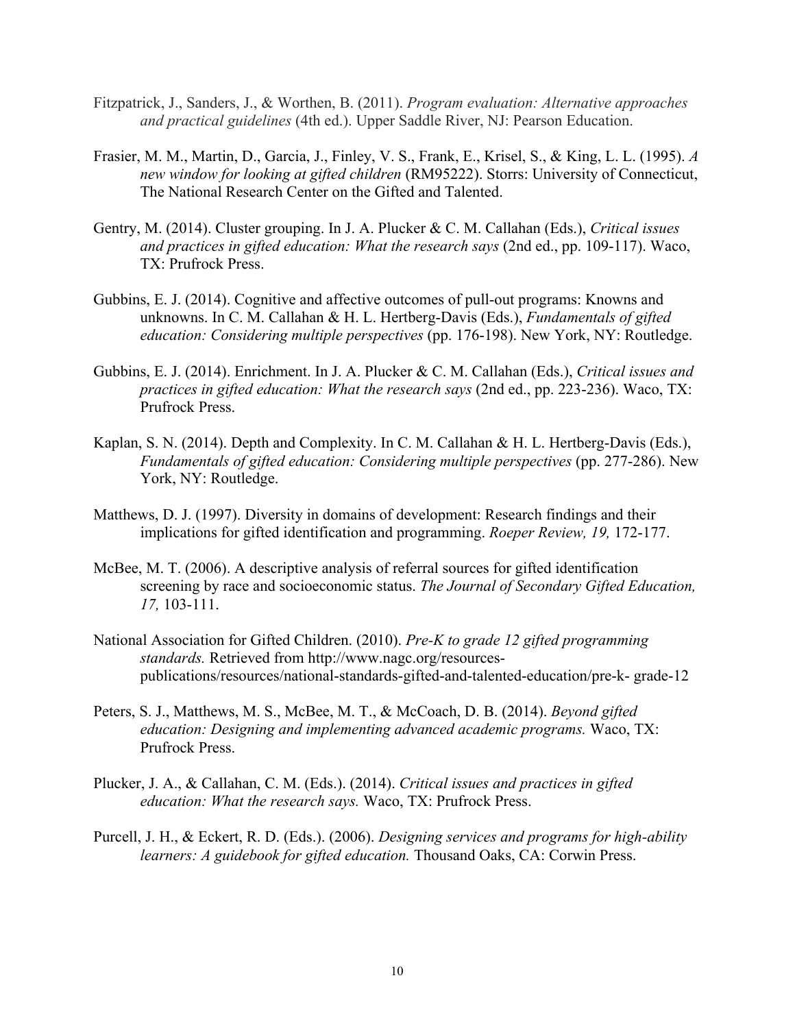Fitzpatrick, J., Sanders, J., & Worthen, B. (2011). *Program evaluation: Alternative approaches and practical guidelines* (4th ed.). Upper Saddle River, NJ: Pearson Education.

Frasier, M. M., Martin, D., Garcia, J., Finley, V. S., Frank, E., Krisel, S., & King, L. L. (1995). *A new window for looking at gifted children* (RM95222). Storrs: University of Connecticut, The National Research Center on the Gifted and Talented.

Gentry, M. (2014). Cluster grouping. In J. A. Plucker & C. M. Callahan (Eds.), *Critical issues and practices in gifted education: What the research says* (2nd ed., pp. 109-117). Waco, TX: Prufrock Press.

Gubbins, E. J. (2014). Cognitive and affective outcomes of pull-out programs: Knowns and unknowns. In C. M. Callahan & H. L. Hertberg-Davis (Eds.), *Fundamentals of gifted education: Considering multiple perspectives* (pp. 176-198). New York, NY: Routledge.

Gubbins, E. J. (2014). Enrichment. In J. A. Plucker & C. M. Callahan (Eds.), *Critical issues and practices in gifted education: What the research says* (2nd ed., pp. 223-236). Waco, TX: Prufrock Press.

Kaplan, S. N. (2014). Depth and Complexity. In C. M. Callahan & H. L. Hertberg-Davis (Eds.), *Fundamentals of gifted education: Considering multiple perspectives* (pp. 277-286). New York, NY: Routledge.

Matthews, D. J. (1997). Diversity in domains of development: Research findings and their implications for gifted identification and programming. *Roeper Review, 19,* 172-177.

McBee, M. T. (2006). A descriptive analysis of referral sources for gifted identification screening by race and socioeconomic status. *The Journal of Secondary Gifted Education, 17,* 103-111.

National Association for Gifted Children. (2010). *Pre-K to grade 12 gifted programming standards.* Retrieved from http://www.nagc.org/resources-publications/resources/national-standards-gifted-and-talented-education/pre-k- grade-12

Peters, S. J., Matthews, M. S., McBee, M. T., & McCoach, D. B. (2014). *Beyond gifted education: Designing and implementing advanced academic programs.* Waco, TX: Prufrock Press.

Plucker, J. A., & Callahan, C. M. (Eds.). (2014). *Critical issues and practices in gifted education: What the research says.* Waco, TX: Prufrock Press.

Purcell, J. H., & Eckert, R. D. (Eds.). (2006). *Designing services and programs for high-ability learners: A guidebook for gifted education.* Thousand Oaks, CA: Corwin Press.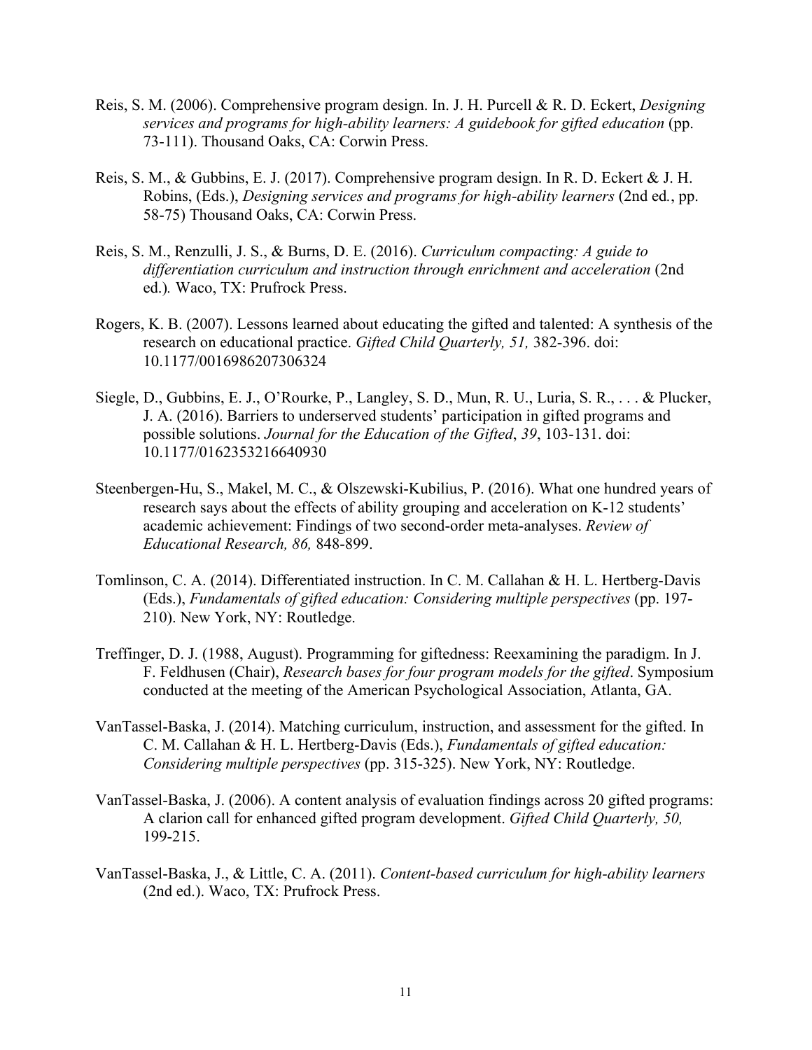Reis, S. M. (2006). Comprehensive program design. In. J. H. Purcell & R. D. Eckert, *Designing services and programs for high-ability learners: A guidebook for gifted education* (pp. 73-111). Thousand Oaks, CA: Corwin Press.

Reis, S. M., & Gubbins, E. J. (2017). Comprehensive program design. In R. D. Eckert & J. H. Robins, (Eds.), *Designing services and programs for high-ability learners* (2nd ed., pp. 58-75) Thousand Oaks, CA: Corwin Press.

Reis, S. M., Renzulli, J. S., & Burns, D. E. (2016). *Curriculum compacting: A guide to differentiation curriculum and instruction through enrichment and acceleration* (2nd ed.). Waco, TX: Prufrock Press.

Rogers, K. B. (2007). Lessons learned about educating the gifted and talented: A synthesis of the research on educational practice. *Gifted Child Quarterly, 51,* 382-396. doi: 10.1177/0016986207306324

Siegle, D., Gubbins, E. J., O'Rourke, P., Langley, S. D., Mun, R. U., Luria, S. R., . . . & Plucker, J. A. (2016). Barriers to underserved students' participation in gifted programs and possible solutions. *Journal for the Education of the Gifted*, *39*, 103-131. doi: 10.1177/0162353216640930

Steenbergen-Hu, S., Makel, M. C., & Olszewski-Kubilius, P. (2016). What one hundred years of research says about the effects of ability grouping and acceleration on K-12 students' academic achievement: Findings of two second-order meta-analyses. *Review of Educational Research, 86,* 848-899.

Tomlinson, C. A. (2014). Differentiated instruction. In C. M. Callahan & H. L. Hertberg-Davis (Eds.), *Fundamentals of gifted education: Considering multiple perspectives* (pp. 197-210). New York, NY: Routledge.

Treffinger, D. J. (1988, August). Programming for giftedness: Reexamining the paradigm. In J. F. Feldhusen (Chair), *Research bases for four program models for the gifted*. Symposium conducted at the meeting of the American Psychological Association, Atlanta, GA.

VanTassel-Baska, J. (2014). Matching curriculum, instruction, and assessment for the gifted. In C. M. Callahan & H. L. Hertberg-Davis (Eds.), *Fundamentals of gifted education: Considering multiple perspectives* (pp. 315-325). New York, NY: Routledge.

VanTassel-Baska, J. (2006). A content analysis of evaluation findings across 20 gifted programs: A clarion call for enhanced gifted program development. *Gifted Child Quarterly, 50,* 199-215.

VanTassel-Baska, J., & Little, C. A. (2011). *Content-based curriculum for high-ability learners* (2nd ed.). Waco, TX: Prufrock Press.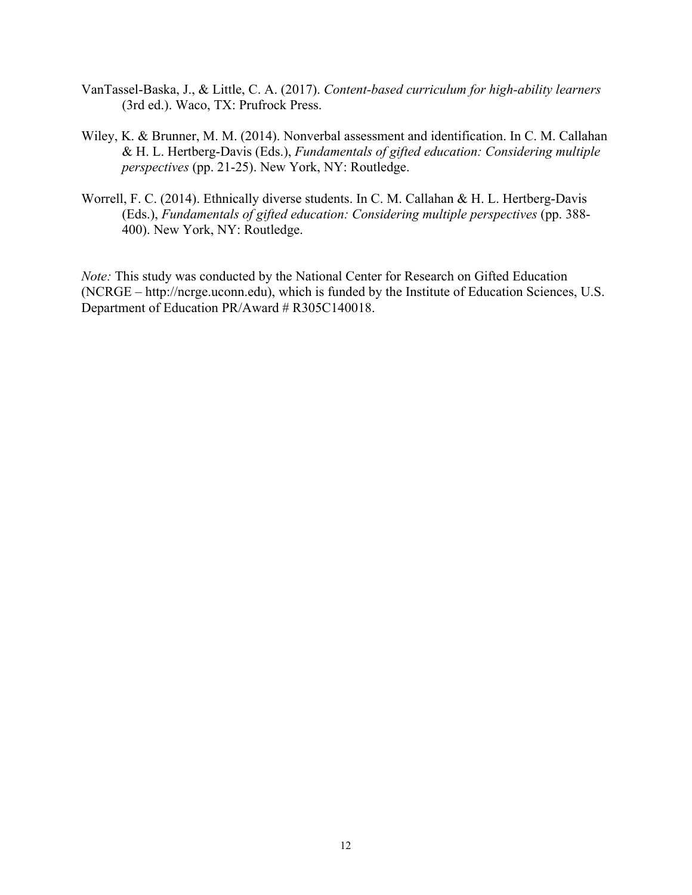VanTassel-Baska, J., & Little, C. A. (2017). *Content-based curriculum for high-ability learners* (3rd ed.). Waco, TX: Prufrock Press.

Wiley, K. & Brunner, M. M. (2014). Nonverbal assessment and identification. In C. M. Callahan & H. L. Hertberg-Davis (Eds.), *Fundamentals of gifted education: Considering multiple perspectives* (pp. 21-25). New York, NY: Routledge.

Worrell, F. C. (2014). Ethnically diverse students. In C. M. Callahan & H. L. Hertberg-Davis (Eds.), *Fundamentals of gifted education: Considering multiple perspectives* (pp. 388-400). New York, NY: Routledge.

*Note:* This study was conducted by the National Center for Research on Gifted Education (NCRGE – http://ncrge.uconn.edu), which is funded by the Institute of Education Sciences, U.S. Department of Education PR/Award # R305C140018.